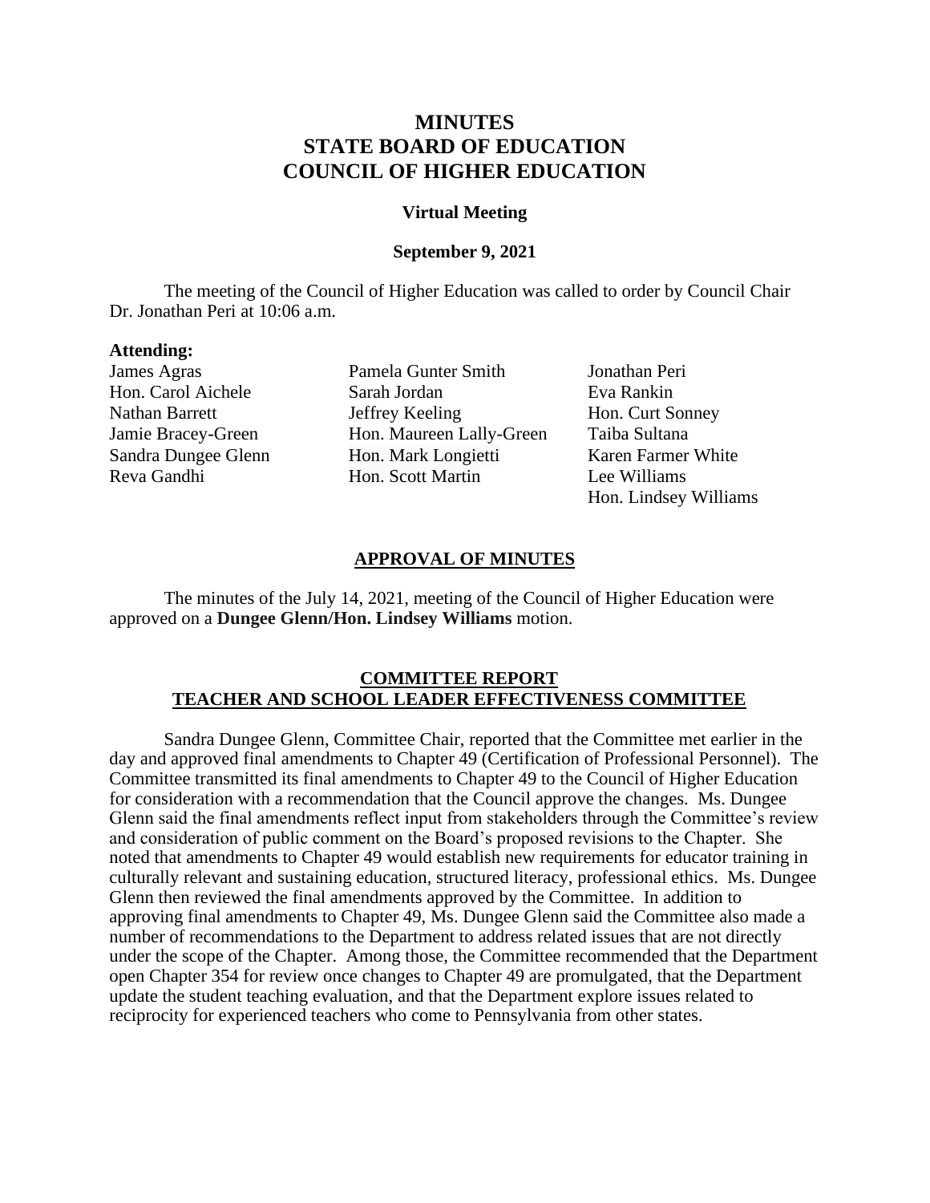# MINUTES
# STATE BOARD OF EDUCATION
# COUNCIL OF HIGHER EDUCATION

**Virtual Meeting**

**September 9, 2021**

The meeting of the Council of Higher Education was called to order by Council Chair Dr. Jonathan Peri at 10:06 a.m.

**Attending:**

James Agras
Hon. Carol Aichele
Nathan Barrett
Jamie Bracey-Green
Sandra Dungee Glenn
Reva Gandhi
Pamela Gunter Smith
Sarah Jordan
Jeffrey Keeling
Hon. Maureen Lally-Green
Hon. Mark Longietti
Hon. Scott Martin
Jonathan Peri
Eva Rankin
Hon. Curt Sonney
Taiba Sultana
Karen Farmer White
Lee Williams
Hon. Lindsey Williams

## APPROVAL OF MINUTES

The minutes of the July 14, 2021, meeting of the Council of Higher Education were approved on a **Dungee Glenn/Hon. Lindsey Williams** motion.

## COMMITTEE REPORT
## TEACHER AND SCHOOL LEADER EFFECTIVENESS COMMITTEE

Sandra Dungee Glenn, Committee Chair, reported that the Committee met earlier in the day and approved final amendments to Chapter 49 (Certification of Professional Personnel). The Committee transmitted its final amendments to Chapter 49 to the Council of Higher Education for consideration with a recommendation that the Council approve the changes. Ms. Dungee Glenn said the final amendments reflect input from stakeholders through the Committee's review and consideration of public comment on the Board's proposed revisions to the Chapter. She noted that amendments to Chapter 49 would establish new requirements for educator training in culturally relevant and sustaining education, structured literacy, professional ethics. Ms. Dungee Glenn then reviewed the final amendments approved by the Committee. In addition to approving final amendments to Chapter 49, Ms. Dungee Glenn said the Committee also made a number of recommendations to the Department to address related issues that are not directly under the scope of the Chapter. Among those, the Committee recommended that the Department open Chapter 354 for review once changes to Chapter 49 are promulgated, that the Department update the student teaching evaluation, and that the Department explore issues related to reciprocity for experienced teachers who come to Pennsylvania from other states.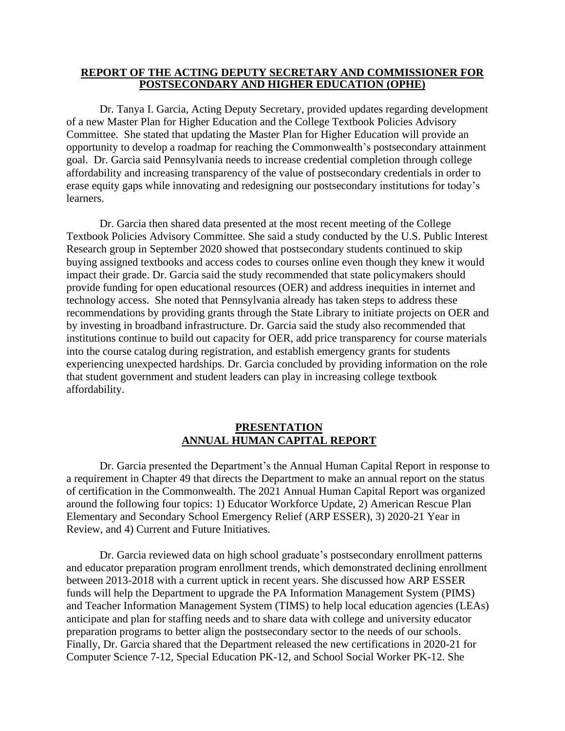## REPORT OF THE ACTING DEPUTY SECRETARY AND COMMISSIONER FOR POSTSECONDARY AND HIGHER EDUCATION (OPHE)

Dr. Tanya I. Garcia, Acting Deputy Secretary, provided updates regarding development of a new Master Plan for Higher Education and the College Textbook Policies Advisory Committee. She stated that updating the Master Plan for Higher Education will provide an opportunity to develop a roadmap for reaching the Commonwealth's postsecondary attainment goal. Dr. Garcia said Pennsylvania needs to increase credential completion through college affordability and increasing transparency of the value of postsecondary credentials in order to erase equity gaps while innovating and redesigning our postsecondary institutions for today's learners.

Dr. Garcia then shared data presented at the most recent meeting of the College Textbook Policies Advisory Committee. She said a study conducted by the U.S. Public Interest Research group in September 2020 showed that postsecondary students continued to skip buying assigned textbooks and access codes to courses online even though they knew it would impact their grade. Dr. Garcia said the study recommended that state policymakers should provide funding for open educational resources (OER) and address inequities in internet and technology access. She noted that Pennsylvania already has taken steps to address these recommendations by providing grants through the State Library to initiate projects on OER and by investing in broadband infrastructure. Dr. Garcia said the study also recommended that institutions continue to build out capacity for OER, add price transparency for course materials into the course catalog during registration, and establish emergency grants for students experiencing unexpected hardships. Dr. Garcia concluded by providing information on the role that student government and student leaders can play in increasing college textbook affordability.

## PRESENTATION
## ANNUAL HUMAN CAPITAL REPORT

Dr. Garcia presented the Department's the Annual Human Capital Report in response to a requirement in Chapter 49 that directs the Department to make an annual report on the status of certification in the Commonwealth. The 2021 Annual Human Capital Report was organized around the following four topics: 1) Educator Workforce Update, 2) American Rescue Plan Elementary and Secondary School Emergency Relief (ARP ESSER), 3) 2020-21 Year in Review, and 4) Current and Future Initiatives.

Dr. Garcia reviewed data on high school graduate's postsecondary enrollment patterns and educator preparation program enrollment trends, which demonstrated declining enrollment between 2013-2018 with a current uptick in recent years. She discussed how ARP ESSER funds will help the Department to upgrade the PA Information Management System (PIMS) and Teacher Information Management System (TIMS) to help local education agencies (LEAs) anticipate and plan for staffing needs and to share data with college and university educator preparation programs to better align the postsecondary sector to the needs of our schools. Finally, Dr. Garcia shared that the Department released the new certifications in 2020-21 for Computer Science 7-12, Special Education PK-12, and School Social Worker PK-12. She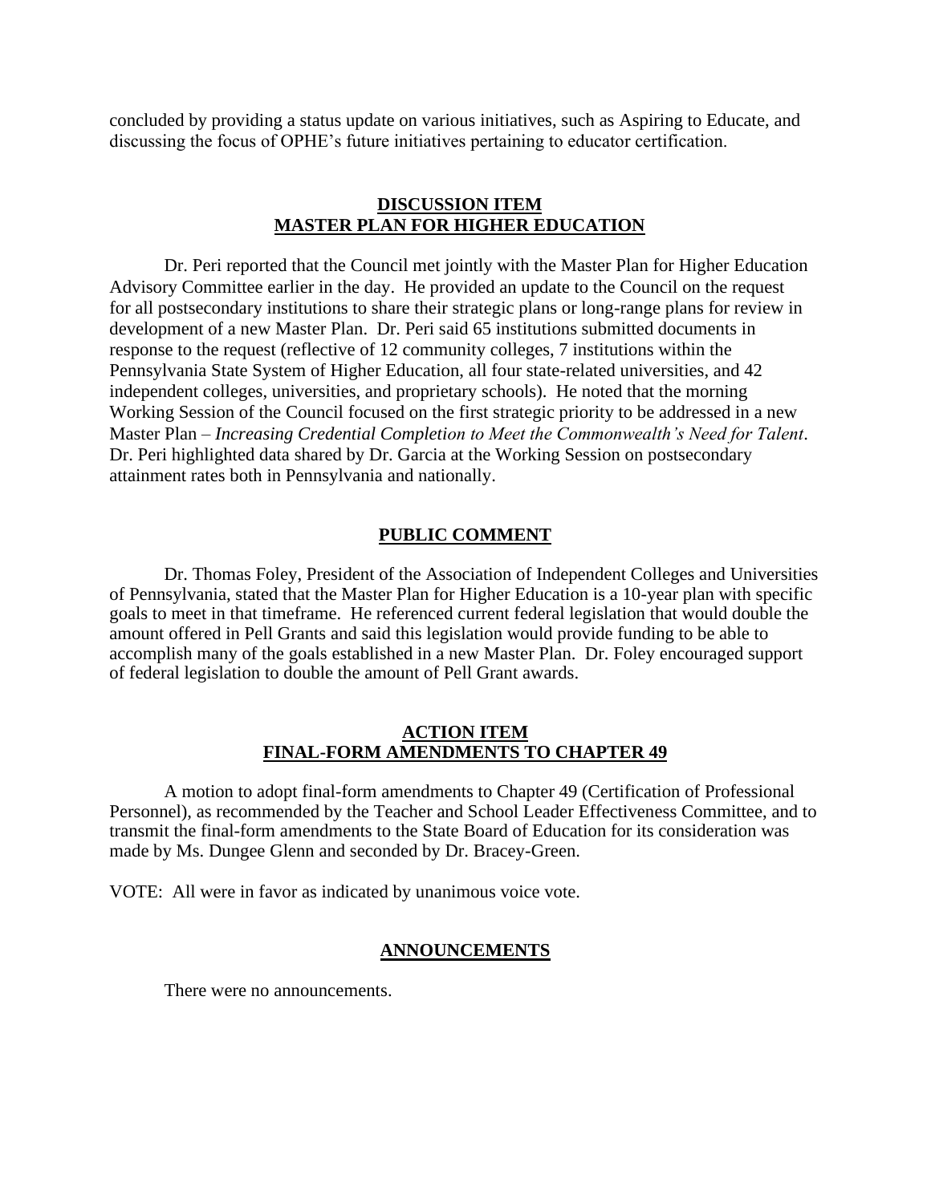concluded by providing a status update on various initiatives, such as Aspiring to Educate, and discussing the focus of OPHE's future initiatives pertaining to educator certification.

## **DISCUSSION ITEM**
## **MASTER PLAN FOR HIGHER EDUCATION**

Dr. Peri reported that the Council met jointly with the Master Plan for Higher Education Advisory Committee earlier in the day. He provided an update to the Council on the request for all postsecondary institutions to share their strategic plans or long-range plans for review in development of a new Master Plan. Dr. Peri said 65 institutions submitted documents in response to the request (reflective of 12 community colleges, 7 institutions within the Pennsylvania State System of Higher Education, all four state-related universities, and 42 independent colleges, universities, and proprietary schools). He noted that the morning Working Session of the Council focused on the first strategic priority to be addressed in a new Master Plan – *Increasing Credential Completion to Meet the Commonwealth's Need for Talent*. Dr. Peri highlighted data shared by Dr. Garcia at the Working Session on postsecondary attainment rates both in Pennsylvania and nationally.

## **PUBLIC COMMENT**

Dr. Thomas Foley, President of the Association of Independent Colleges and Universities of Pennsylvania, stated that the Master Plan for Higher Education is a 10-year plan with specific goals to meet in that timeframe. He referenced current federal legislation that would double the amount offered in Pell Grants and said this legislation would provide funding to be able to accomplish many of the goals established in a new Master Plan. Dr. Foley encouraged support of federal legislation to double the amount of Pell Grant awards.

## **ACTION ITEM**
## **FINAL-FORM AMENDMENTS TO CHAPTER 49**

A motion to adopt final-form amendments to Chapter 49 (Certification of Professional Personnel), as recommended by the Teacher and School Leader Effectiveness Committee, and to transmit the final-form amendments to the State Board of Education for its consideration was made by Ms. Dungee Glenn and seconded by Dr. Bracey-Green.

VOTE: All were in favor as indicated by unanimous voice vote.

## **ANNOUNCEMENTS**

There were no announcements.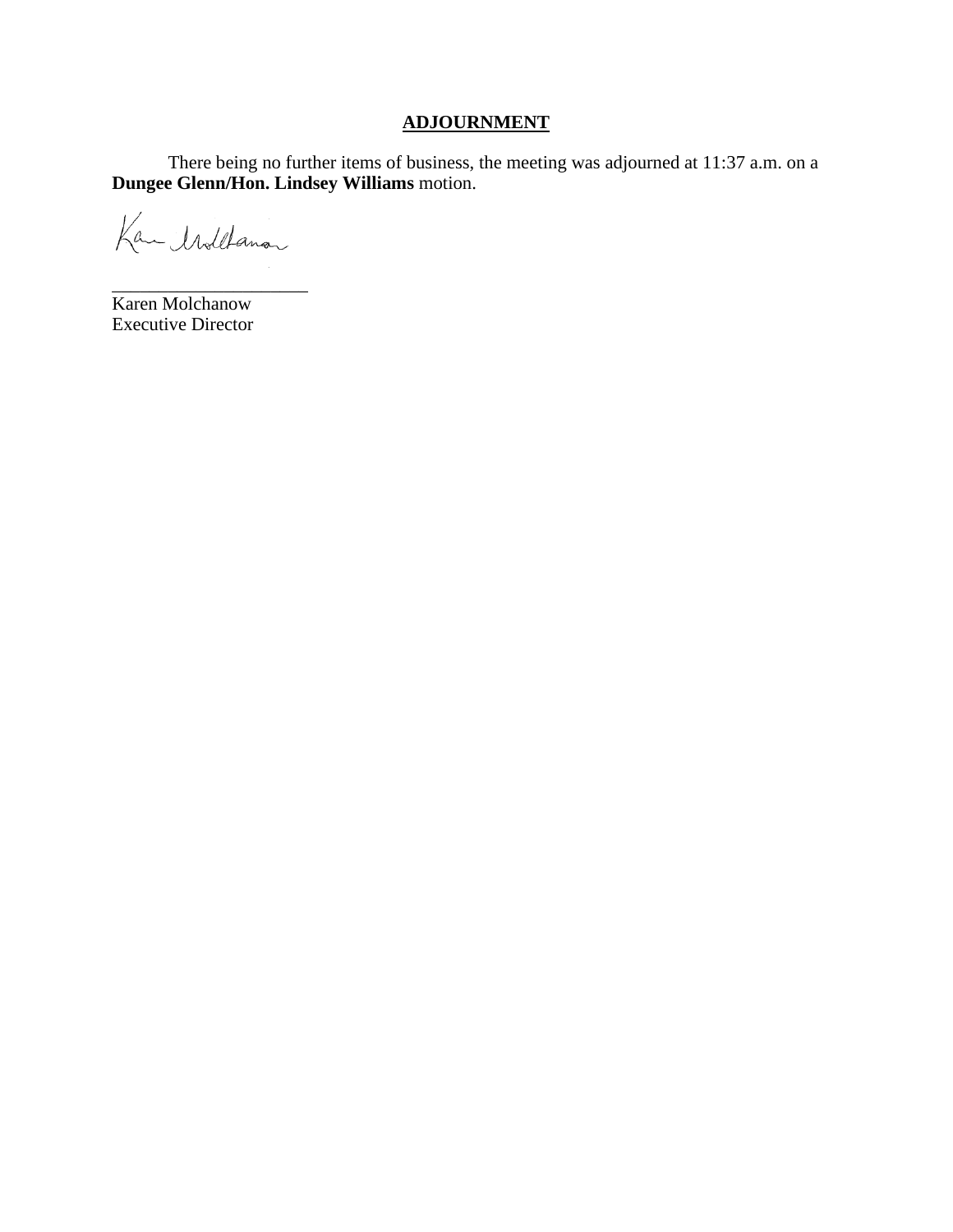**ADJOURNMENT**

There being no further items of business, the meeting was adjourned at 11:37 a.m. on a **Dungee Glenn/Hon. Lindsey Williams** motion.

\_\_\_\_\_\_\_\_\_\_\_\_\_\_\_\_\_\_\_\_\_\_

Karen Molchanow
Executive Director